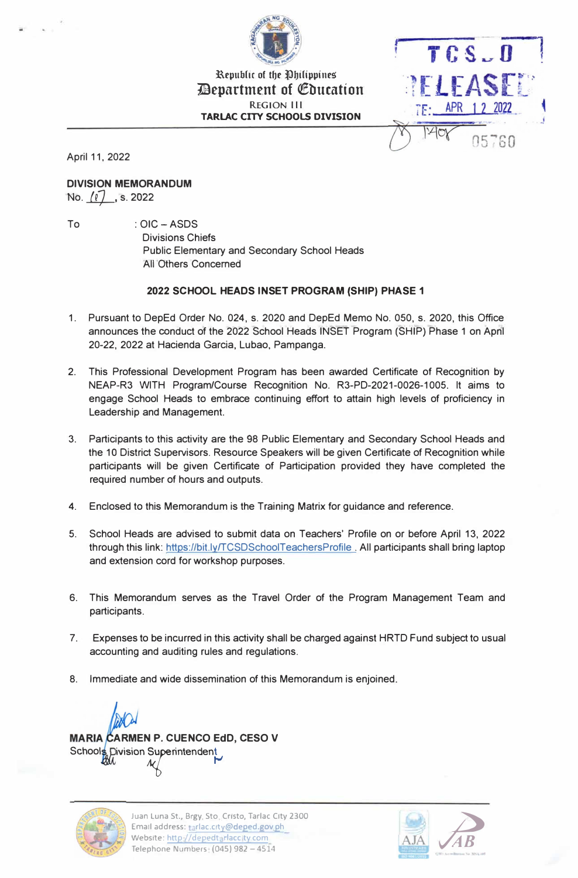Republic of the Philippines
**Department of Education**
REGION III
**TARLAC CITY SCHOOLS DIVISION**

TCS-D
RELEASED
DATE: APR 12 2022
05760

April 11, 2022

**DIVISION MEMORANDUM**
No. 107, s. 2022

To : OIC – ASDS
Divisions Chiefs
Public Elementary and Secondary School Heads
All Others Concerned

**2022 SCHOOL HEADS INSET PROGRAM (SHIP) PHASE 1**

1. Pursuant to DepEd Order No. 024, s. 2020 and DepEd Memo No. 050, s. 2020, this Office announces the conduct of the 2022 School Heads INSET Program (SHIP) Phase 1 on April 20-22, 2022 at Hacienda Garcia, Lubao, Pampanga.

2. This Professional Development Program has been awarded Certificate of Recognition by NEAP-R3 WITH Program/Course Recognition No. R3-PD-2021-0026-1005. It aims to engage School Heads to embrace continuing effort to attain high levels of proficiency in Leadership and Management.

3. Participants to this activity are the 98 Public Elementary and Secondary School Heads and the 10 District Supervisors. Resource Speakers will be given Certificate of Recognition while participants will be given Certificate of Participation provided they have completed the required number of hours and outputs.

4. Enclosed to this Memorandum is the Training Matrix for guidance and reference.

5. School Heads are advised to submit data on Teachers' Profile on or before April 13, 2022 through this link: https://bit.ly/TCSDSchoolTeachersProfile . All participants shall bring laptop and extension cord for workshop purposes.

6. This Memorandum serves as the Travel Order of the Program Management Team and participants.

7. Expenses to be incurred in this activity shall be charged against HRTD Fund subject to usual accounting and auditing rules and regulations.

8. Immediate and wide dissemination of this Memorandum is enjoined.

**MARIA CARMEN P. CUENCO EdD, CESO V**
Schools Division Superintendent

Juan Luna St., Brgy. Sto. Cristo, Tarlac City 2300
Email address: tarlac.city@deped.gov.ph
Website: http://depedtarlaccity.com
Telephone Numbers: (045) 982 – 4514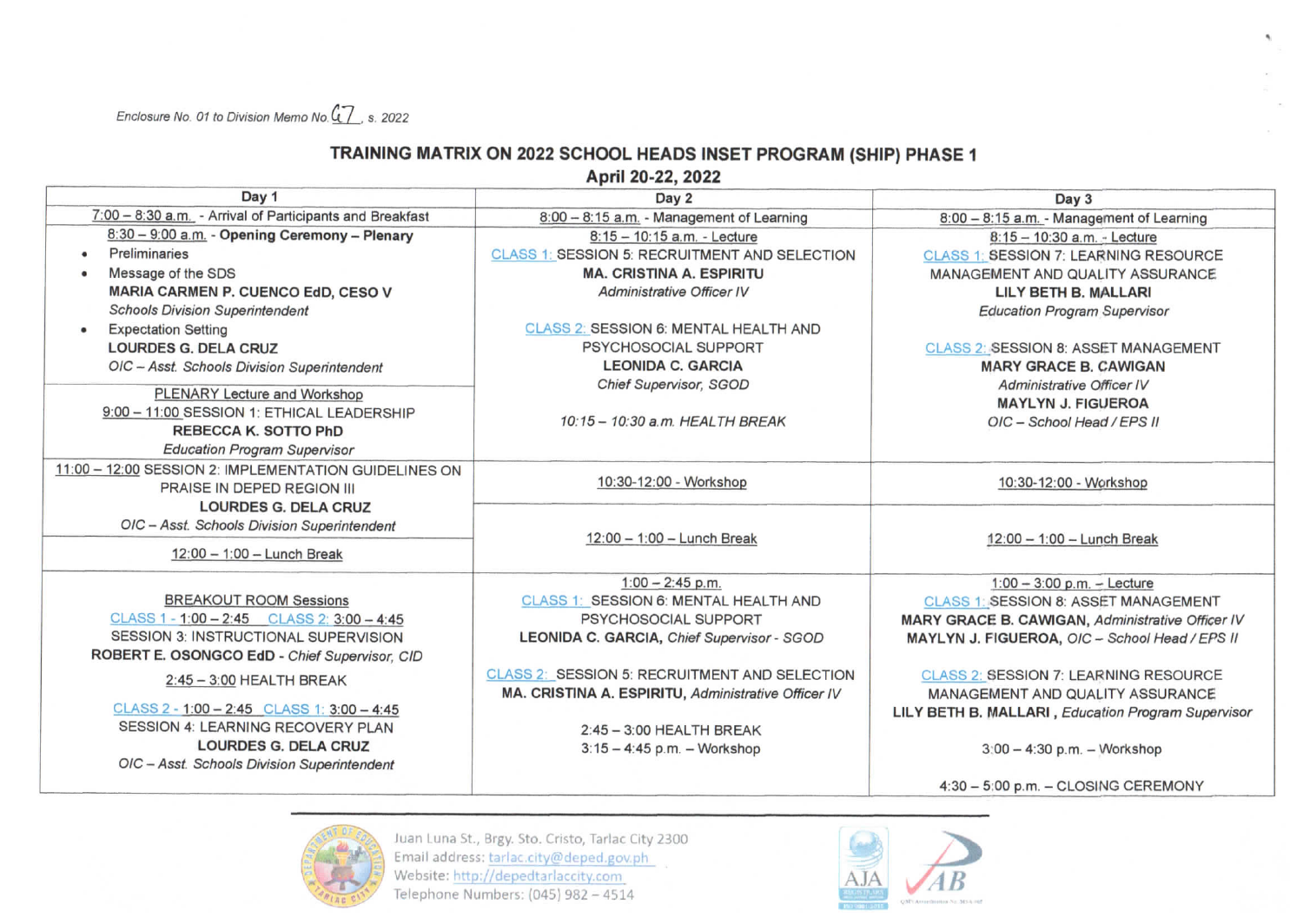*Enclosure No. 01 to Division Memo No. 47, s. 2022*

## TRAINING MATRIX ON 2022 SCHOOL HEADS INSET PROGRAM (SHIP) PHASE 1

**April 20-22, 2022**

| Day 1 | Day 2 | Day 3 |
|---|---|---|
| 7:00 – 8:30 a.m. - Arrival of Participants and Breakfast | 8:00 – 8:15 a.m. - Management of Learning | 8:00 – 8:15 a.m. - Management of Learning |
| 8:30 – 9:00 a.m. - **Opening Ceremony – Plenary**<br>• Preliminaries<br>• Message of the SDS<br>**MARIA CARMEN P. CUENCO EdD, CESO V**<br>*Schools Division Superintendent*<br>• Expectation Setting<br>**LOURDES G. DELA CRUZ**<br>*OIC – Asst. Schools Division Superintendent*<br><br>PLENARY Lecture and Workshop<br>9:00 – 11:00 SESSION 1: ETHICAL LEADERSHIP<br>**REBECCA K. SOTTO PhD**<br>*Education Program Supervisor* | 8:15 – 10:15 a.m. - Lecture<br>CLASS 1: SESSION 5: RECRUITMENT AND SELECTION<br>**MA. CRISTINA A. ESPIRITU**<br>*Administrative Officer IV*<br><br>CLASS 2: SESSION 6: MENTAL HEALTH AND PSYCHOSOCIAL SUPPORT<br>**LEONIDA C. GARCIA**<br>*Chief Supervisor, SGOD*<br><br>*10:15 – 10:30 a.m. HEALTH BREAK* | 8:15 – 10:30 a.m. - Lecture<br>CLASS 1: SESSION 7: LEARNING RESOURCE MANAGEMENT AND QUALITY ASSURANCE<br>**LILY BETH B. MALLARI**<br>*Education Program Supervisor*<br><br>CLASS 2: SESSION 8: ASSET MANAGEMENT<br>**MARY GRACE B. CAWIGAN**<br>*Administrative Officer IV*<br>**MAYLYN J. FIGUEROA**<br>*OIC – School Head / EPS II* |
| 11:00 – 12:00 SESSION 2: IMPLEMENTATION GUIDELINES ON PRAISE IN DEPED REGION III<br>**LOURDES G. DELA CRUZ**<br>*OIC – Asst. Schools Division Superintendent* | 10:30-12:00 - Workshop | 10:30-12:00 - Workshop |
| 12:00 – 1:00 – Lunch Break | 12:00 – 1:00 – Lunch Break | 12:00 – 1:00 – Lunch Break |
| BREAKOUT ROOM Sessions<br>CLASS 1 - 1:00 – 2:45 CLASS 2: 3:00 – 4:45<br>SESSION 3: INSTRUCTIONAL SUPERVISION<br>**ROBERT E. OSONGCO EdD** - *Chief Supervisor, CID*<br><br>2:45 – 3:00 HEALTH BREAK<br><br>CLASS 2 - 1:00 – 2:45 CLASS 1: 3:00 – 4:45<br>SESSION 4: LEARNING RECOVERY PLAN<br>**LOURDES G. DELA CRUZ**<br>*OIC – Asst. Schools Division Superintendent* | 1:00 – 2:45 p.m.<br>CLASS 1: SESSION 6: MENTAL HEALTH AND PSYCHOSOCIAL SUPPORT<br>**LEONIDA C. GARCIA**, *Chief Supervisor - SGOD*<br><br>CLASS 2: SESSION 5: RECRUITMENT AND SELECTION<br>**MA. CRISTINA A. ESPIRITU**, *Administrative Officer IV*<br><br>2:45 – 3:00 HEALTH BREAK<br>3:15 – 4:45 p.m. – Workshop | 1:00 – 3:00 p.m. – Lecture<br>CLASS 1: SESSION 8: ASSET MANAGEMENT<br>**MARY GRACE B. CAWIGAN**, *Administrative Officer IV*<br>**MAYLYN J. FIGUEROA**, *OIC – School Head / EPS II*<br><br>CLASS 2: SESSION 7: LEARNING RESOURCE MANAGEMENT AND QUALITY ASSURANCE<br>**LILY BETH B. MALLARI**, *Education Program Supervisor*<br><br>3:00 – 4:30 p.m. – Workshop<br><br>4:30 – 5:00 p.m. – CLOSING CEREMONY |

Juan Luna St., Brgy. Sto. Cristo, Tarlac City 2300
Email address: tarlac.city@deped.gov.ph
Website: http://depedtarlaccity.com
Telephone Numbers: (045) 982 – 4514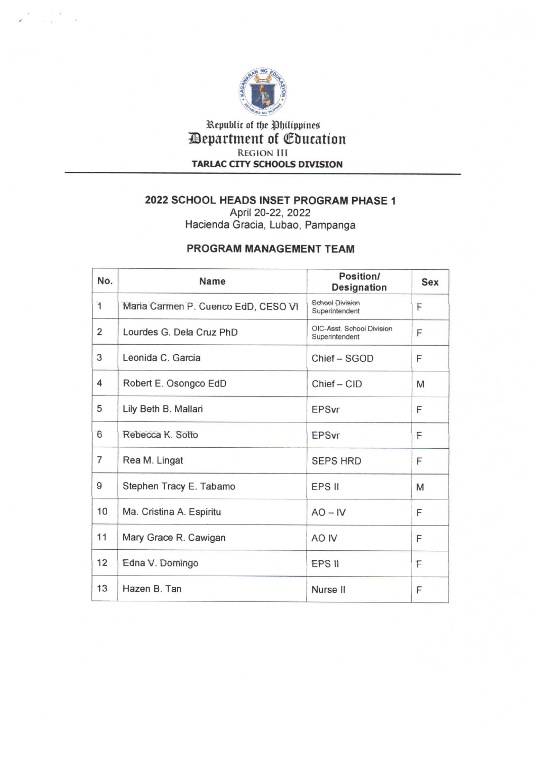Republic of the Philippines

# Department of Education

REGION III

**TARLAC CITY SCHOOLS DIVISION**

## 2022 SCHOOL HEADS INSET PROGRAM PHASE 1

April 20-22, 2022

Hacienda Gracia, Lubao, Pampanga

### PROGRAM MANAGEMENT TEAM

| No. | Name | Position/ Designation | Sex |
|---|---|---|---|
| 1 | Maria Carmen P. Cuenco EdD, CESO VI | School Division Superintendent | F |
| 2 | Lourdes G. Dela Cruz PhD | OIC-Asst. School Division Superintendent | F |
| 3 | Leonida C. Garcia | Chief – SGOD | F |
| 4 | Robert E. Osongco EdD | Chief – CID | M |
| 5 | Lily Beth B. Mallari | EPSvr | F |
| 6 | Rebecca K. Sotto | EPSvr | F |
| 7 | Rea M. Lingat | SEPS HRD | F |
| 9 | Stephen Tracy E. Tabamo | EPS II | M |
| 10 | Ma. Cristina A. Espiritu | AO – IV | F |
| 11 | Mary Grace R. Cawigan | AO IV | F |
| 12 | Edna V. Domingo | EPS II | F |
| 13 | Hazen B. Tan | Nurse II | F |